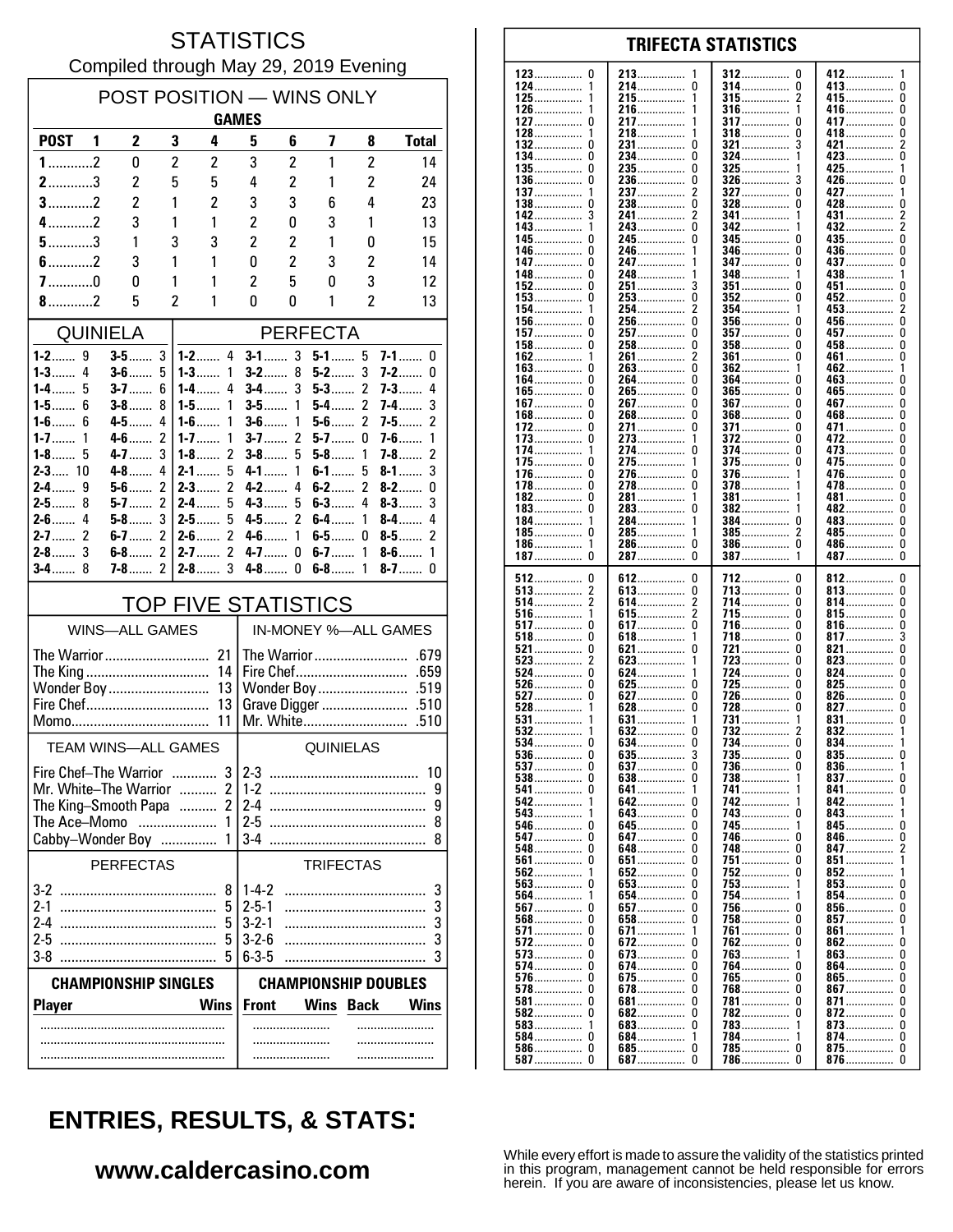# STATISTICS

Compiled through May 29, 2019 Evening

## POST POSITION — WINS ONLY

| POST | GAMES 1 | 2 | 3 | 4 | 5 | 6 | 7 | 8 | Total |
|---|---|---|---|---|---|---|---|---|---|
| 1 | 2 | 0 | 2 | 2 | 3 | 2 | 1 | 2 | 14 |
| 2 | 3 | 2 | 5 | 5 | 4 | 2 | 1 | 2 | 24 |
| 3 | 2 | 2 | 1 | 2 | 3 | 3 | 6 | 4 | 23 |
| 4 | 2 | 3 | 1 | 1 | 2 | 0 | 3 | 1 | 13 |
| 5 | 3 | 1 | 3 | 3 | 2 | 2 | 1 | 0 | 15 |
| 6 | 2 | 3 | 1 | 1 | 0 | 2 | 3 | 2 | 14 |
| 7 | 0 | 0 | 1 | 1 | 2 | 5 | 0 | 3 | 12 |
| 8 | 2 | 5 | 2 | 1 | 0 | 0 | 1 | 2 | 13 |

## QUINIELA

| | | | |
|---|---|---|---|
| 1-2 | 9 | 3-5 | 3 |
| 1-3 | 4 | 3-6 | 5 |
| 1-4 | 5 | 3-7 | 6 |
| 1-5 | 6 | 3-8 | 8 |
| 1-6 | 6 | 4-5 | 4 |
| 1-7 | 1 | 4-6 | 2 |
| 1-8 | 5 | 4-7 | 3 |
| 2-3 | 10 | 4-8 | 4 |
| 2-4 | 9 | 5-6 | 2 |
| 2-5 | 8 | 5-7 | 2 |
| 2-6 | 4 | 5-8 | 3 |
| 2-7 | 2 | 6-7 | 2 |
| 2-8 | 3 | 6-8 | 2 |
| 3-4 | 8 | 7-8 | 2 |

## PERFECTA

| | | | | | | | |
|---|---|---|---|---|---|---|---|
| 1-2 | 4 | 3-1 | 3 | 5-1 | 5 | 7-1 | 0 |
| 1-3 | 1 | 3-2 | 8 | 5-2 | 3 | 7-2 | 0 |
| 1-4 | 4 | 3-4 | 3 | 5-3 | 2 | 7-3 | 4 |
| 1-5 | 1 | 3-5 | 1 | 5-4 | 2 | 7-4 | 3 |
| 1-6 | 1 | 3-6 | 1 | 5-6 | 2 | 7-5 | 2 |
| 1-7 | 1 | 3-7 | 2 | 5-7 | 0 | 7-6 | 1 |
| 1-8 | 2 | 3-8 | 5 | 5-8 | 1 | 7-8 | 2 |
| 2-1 | 5 | 4-1 | 1 | 6-1 | 5 | 8-1 | 3 |
| 2-3 | 2 | 4-2 | 4 | 6-2 | 2 | 8-2 | 0 |
| 2-4 | 5 | 4-3 | 5 | 6-3 | 4 | 8-3 | 3 |
| 2-5 | 5 | 4-5 | 2 | 6-4 | 1 | 8-4 | 4 |
| 2-6 | 2 | 4-6 | 1 | 6-5 | 0 | 8-5 | 2 |
| 2-7 | 2 | 4-7 | 0 | 6-7 | 1 | 8-6 | 1 |
| 2-8 | 3 | 4-8 | 0 | 6-8 | 1 | 8-7 | 0 |

## TOP FIVE STATISTICS

### WINS—ALL GAMES

| | |
|---|---|
| The Warrior | 21 |
| The King | 14 |
| Wonder Boy | 13 |
| Fire Chef | 13 |
| Momo | 11 |

### IN-MONEY %—ALL GAMES

| | |
|---|---|
| The Warrior | .679 |
| Fire Chef | .659 |
| Wonder Boy | .519 |
| Grave Digger | .510 |
| Mr. White | .510 |

### TEAM WINS—ALL GAMES

| | |
|---|---|
| Fire Chef–The Warrior | 3 |
| Mr. White–The Warrior | 2 |
| The King–Smooth Papa | 2 |
| The Ace–Momo | 1 |
| Cabby–Wonder Boy | 1 |

### QUINIELAS

| | |
|---|---|
| 2-3 | 10 |
| 1-2 | 9 |
| 2-4 | 9 |
| 2-5 | 8 |
| 3-4 | 8 |

### PERFECTAS

| | |
|---|---|
| 3-2 | 8 |
| 2-1 | 5 |
| 2-4 | 5 |
| 2-5 | 5 |
| 3-8 | 5 |

### TRIFECTAS

| | |
|---|---|
| 1-4-2 | 3 |
| 2-5-1 | 3 |
| 3-2-1 | 3 |
| 3-2-6 | 3 |
| 6-3-5 | 3 |

### CHAMPIONSHIP SINGLES

| Player | Wins |
|---|---|
| | |
| | |
| | |

### CHAMPIONSHIP DOUBLES

| Front | Wins | Back | Wins |
|---|---|---|---|
| | | | |
| | | | |
| | | | |

## TRIFECTA STATISTICS

| | | | | | | | |
|---|---|---|---|---|---|---|---|
| 123 | 0 | 213 | 1 | 312 | 0 | 412 | 1 |
| 124 | 1 | 214 | 0 | 314 | 0 | 413 | 0 |
| 125 | 1 | 215 | 1 | 315 | 2 | 415 | 0 |
| 126 | 1 | 216 | 1 | 316 | 1 | 416 | 0 |
| 127 | 0 | 217 | 1 | 317 | 0 | 417 | 0 |
| 128 | 1 | 218 | 1 | 318 | 0 | 418 | 0 |
| 132 | 0 | 231 | 0 | 321 | 3 | 421 | 2 |
| 134 | 0 | 234 | 0 | 324 | 1 | 423 | 0 |
| 135 | 0 | 235 | 0 | 325 | 1 | 425 | 1 |
| 136 | 0 | 236 | 0 | 326 | 3 | 426 | 0 |
| 137 | 1 | 237 | 2 | 327 | 0 | 427 | 1 |
| 138 | 0 | 238 | 0 | 328 | 0 | 428 | 0 |
| 142 | 3 | 241 | 2 | 341 | 1 | 431 | 2 |
| 143 | 1 | 243 | 0 | 342 | 1 | 432 | 2 |
| 145 | 0 | 245 | 0 | 345 | 0 | 435 | 0 |
| 146 | 0 | 246 | 1 | 346 | 0 | 436 | 0 |
| 147 | 0 | 247 | 1 | 347 | 0 | 437 | 0 |
| 148 | 0 | 248 | 1 | 348 | 1 | 438 | 1 |
| 152 | 0 | 251 | 3 | 351 | 0 | 451 | 0 |
| 153 | 0 | 253 | 0 | 352 | 0 | 452 | 0 |
| 154 | 1 | 254 | 2 | 354 | 1 | 453 | 2 |
| 156 | 0 | 256 | 0 | 356 | 0 | 456 | 0 |
| 157 | 0 | 257 | 0 | 357 | 0 | 457 | 0 |
| 158 | 0 | 258 | 0 | 358 | 0 | 458 | 0 |
| 162 | 1 | 261 | 2 | 361 | 0 | 461 | 0 |
| 163 | 0 | 263 | 0 | 362 | 1 | 462 | 1 |
| 164 | 0 | 264 | 0 | 364 | 0 | 463 | 0 |
| 165 | 0 | 265 | 0 | 365 | 0 | 465 | 0 |
| 167 | 0 | 267 | 0 | 367 | 0 | 467 | 0 |
| 168 | 0 | 268 | 0 | 368 | 0 | 468 | 0 |
| 172 | 0 | 271 | 0 | 371 | 0 | 471 | 0 |
| 173 | 0 | 273 | 1 | 372 | 0 | 472 | 0 |
| 174 | 1 | 274 | 0 | 374 | 0 | 473 | 0 |
| 175 | 0 | 275 | 1 | 375 | 0 | 475 | 0 |
| 176 | 0 | 276 | 0 | 376 | 1 | 476 | 0 |
| 178 | 0 | 278 | 0 | 378 | 1 | 478 | 0 |
| 182 | 0 | 281 | 1 | 381 | 1 | 481 | 0 |
| 183 | 0 | 283 | 0 | 382 | 1 | 482 | 0 |
| 184 | 1 | 284 | 1 | 384 | 0 | 483 | 0 |
| 185 | 0 | 285 | 1 | 385 | 2 | 485 | 0 |
| 186 | 1 | 286 | 0 | 386 | 0 | 486 | 0 |
| 187 | 0 | 287 | 0 | 387 | 1 | 487 | 0 |
| 512 | 0 | 612 | 0 | 712 | 0 | 812 | 0 |
| 513 | 2 | 613 | 0 | 713 | 0 | 813 | 0 |
| 514 | 2 | 614 | 2 | 714 | 0 | 814 | 0 |
| 516 | 1 | 615 | 2 | 715 | 0 | 815 | 0 |
| 517 | 0 | 617 | 0 | 716 | 0 | 816 | 0 |
| 518 | 0 | 618 | 1 | 718 | 0 | 817 | 3 |
| 521 | 0 | 621 | 0 | 721 | 0 | 821 | 0 |
| 523 | 2 | 623 | 1 | 723 | 0 | 823 | 0 |
| 524 | 0 | 624 | 1 | 724 | 0 | 824 | 0 |
| 526 | 0 | 625 | 0 | 725 | 0 | 825 | 0 |
| 527 | 0 | 627 | 0 | 726 | 0 | 826 | 0 |
| 528 | 1 | 628 | 0 | 728 | 0 | 827 | 0 |
| 531 | 1 | 631 | 1 | 731 | 1 | 831 | 0 |
| 532 | 1 | 632 | 0 | 732 | 2 | 832 | 1 |
| 534 | 0 | 634 | 0 | 734 | 0 | 834 | 1 |
| 536 | 0 | 635 | 3 | 735 | 0 | 835 | 0 |
| 537 | 0 | 637 | 0 | 736 | 0 | 836 | 1 |
| 538 | 0 | 638 | 0 | 738 | 1 | 837 | 0 |
| 541 | 0 | 641 | 1 | 741 | 1 | 841 | 0 |
| 542 | 1 | 642 | 0 | 742 | 1 | 842 | 1 |
| 543 | 1 | 643 | 0 | 743 | 0 | 843 | 1 |
| 546 | 0 | 645 | 0 | 745 | 1 | 845 | 0 |
| 547 | 0 | 647 | 0 | 746 | 0 | 846 | 0 |
| 548 | 0 | 648 | 0 | 748 | 0 | 847 | 2 |
| 561 | 0 | 651 | 0 | 751 | 0 | 851 | 1 |
| 562 | 1 | 652 | 0 | 752 | 0 | 852 | 1 |
| 563 | 0 | 653 | 0 | 753 | 1 | 853 | 0 |
| 564 | 1 | 654 | 0 | 754 | 1 | 854 | 0 |
| 567 | 0 | 657 | 0 | 756 | 0 | 856 | 0 |
| 568 | 0 | 658 | 0 | 758 | 0 | 857 | 0 |
| 571 | 0 | 671 | 1 | 761 | 0 | 861 | 1 |
| 572 | 0 | 672 | 0 | 762 | 0 | 862 | 0 |
| 573 | 0 | 673 | 0 | 763 | 1 | 863 | 0 |
| 574 | 0 | 674 | 0 | 764 | 0 | 864 | 0 |
| 576 | 0 | 675 | 0 | 765 | 0 | 865 | 0 |
| 578 | 0 | 678 | 0 | 768 | 0 | 867 | 0 |
| 581 | 0 | 681 | 0 | 781 | 0 | 871 | 0 |
| 582 | 0 | 682 | 0 | 782 | 0 | 872 | 0 |
| 583 | 1 | 683 | 0 | 783 | 1 | 873 | 0 |
| 584 | 0 | 684 | 1 | 784 | 1 | 874 | 0 |
| 586 | 0 | 685 | 0 | 785 | 0 | 875 | 0 |
| 587 | 0 | 687 | 0 | 786 | 0 | 876 | 0 |

## ENTRIES, RESULTS, & STATS:

**www.caldercasino.com**

While every effort is made to assure the validity of the statistics printed in this program, management cannot be held responsible for errors herein. If you are aware of inconsistencies, please let us know.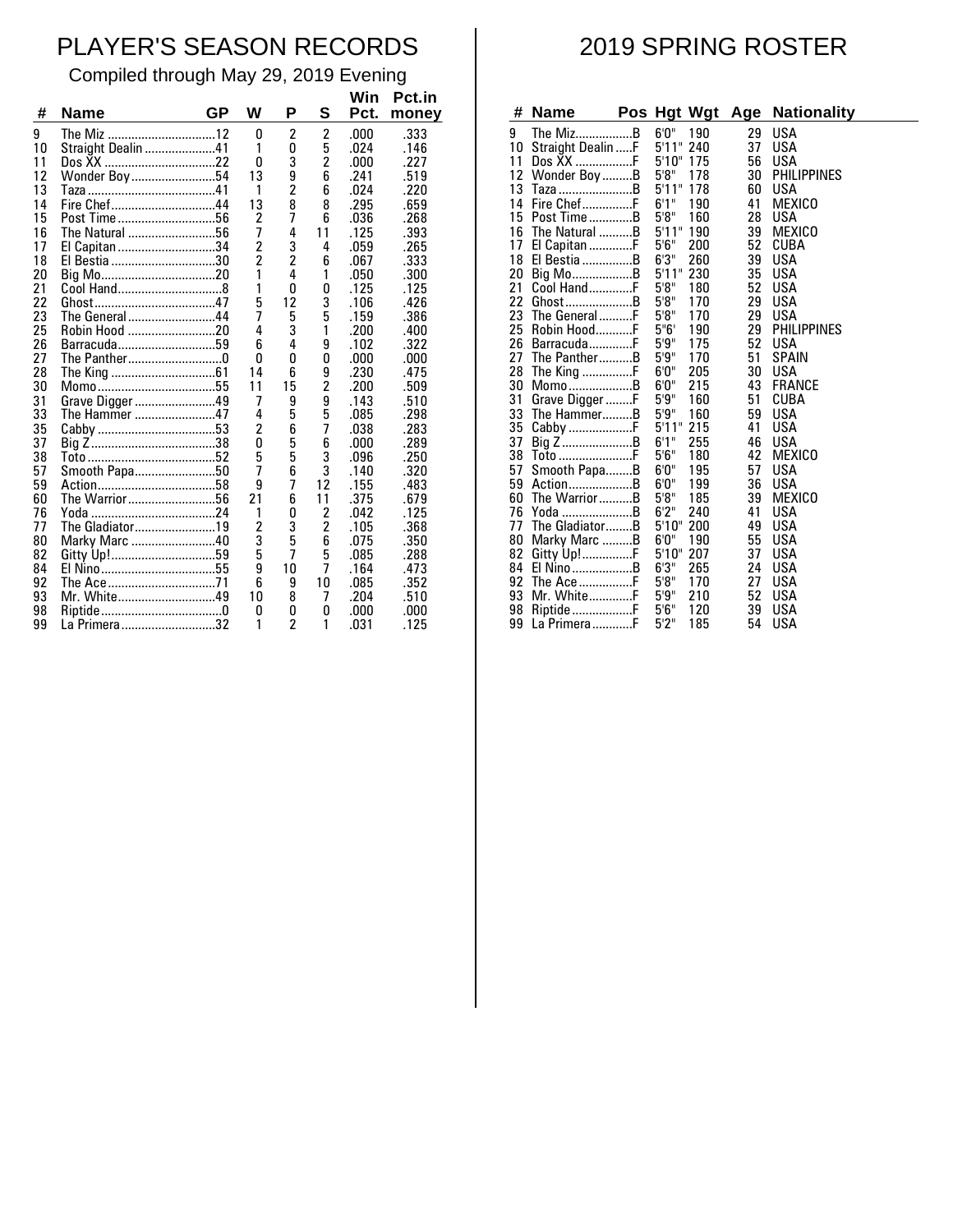# PLAYER'S SEASON RECORDS

Compiled through May 29, 2019 Evening

| # | Name | GP | W | P | S | Win Pct. | Pct.in money |
|---|---|---|---|---|---|---|---|
| 9 | The Miz | 12 | 0 | 2 | 2 | .000 | .333 |
| 10 | Straight Dealin | 41 | 1 | 0 | 5 | .024 | .146 |
| 11 | Dos XX | 22 | 0 | 3 | 2 | .000 | .227 |
| 12 | Wonder Boy | 54 | 13 | 9 | 6 | .241 | .519 |
| 13 | Taza | 41 | 1 | 2 | 6 | .024 | .220 |
| 14 | Fire Chef | 44 | 13 | 8 | 8 | .295 | .659 |
| 15 | Post Time | 56 | 2 | 7 | 6 | .036 | .268 |
| 16 | The Natural | 56 | 7 | 4 | 11 | .125 | .393 |
| 17 | El Capitan | 34 | 2 | 3 | 4 | .059 | .265 |
| 18 | El Bestia | 30 | 2 | 2 | 6 | .067 | .333 |
| 20 | Big Mo | 20 | 1 | 4 | 1 | .050 | .300 |
| 21 | Cool Hand | 8 | 1 | 0 | 0 | .125 | .125 |
| 22 | Ghost | 47 | 5 | 12 | 3 | .106 | .426 |
| 23 | The General | 44 | 7 | 5 | 5 | .159 | .386 |
| 25 | Robin Hood | 20 | 4 | 3 | 1 | .200 | .400 |
| 26 | Barracuda | 59 | 6 | 4 | 9 | .102 | .322 |
| 27 | The Panther | 0 | 0 | 0 | 0 | .000 | .000 |
| 28 | The King | 61 | 14 | 6 | 9 | .230 | .475 |
| 30 | Momo | 55 | 11 | 15 | 2 | .200 | .509 |
| 31 | Grave Digger | 49 | 7 | 9 | 9 | .143 | .510 |
| 33 | The Hammer | 47 | 4 | 5 | 5 | .085 | .298 |
| 35 | Cabby | 53 | 2 | 6 | 7 | .038 | .283 |
| 37 | Big Z | 38 | 0 | 5 | 6 | .000 | .289 |
| 38 | Toto | 52 | 5 | 5 | 3 | .096 | .250 |
| 57 | Smooth Papa | 50 | 7 | 6 | 3 | .140 | .320 |
| 59 | Action | 58 | 9 | 7 | 12 | .155 | .483 |
| 60 | The Warrior | 56 | 21 | 6 | 11 | .375 | .679 |
| 76 | Yoda | 24 | 1 | 0 | 2 | .042 | .125 |
| 77 | The Gladiator | 19 | 2 | 3 | 2 | .105 | .368 |
| 80 | Marky Marc | 40 | 3 | 5 | 6 | .075 | .350 |
| 82 | Gitty Up! | 59 | 5 | 7 | 5 | .085 | .288 |
| 84 | El Nino | 55 | 9 | 10 | 7 | .164 | .473 |
| 92 | The Ace | 71 | 6 | 9 | 10 | .085 | .352 |
| 93 | Mr. White | 49 | 10 | 8 | 7 | .204 | .510 |
| 98 | Riptide | 0 | 0 | 0 | 0 | .000 | .000 |
| 99 | La Primera | 32 | 1 | 2 | 1 | .031 | .125 |

# 2019 SPRING ROSTER

| # | Name | Pos | Hgt | Wgt | Age | Nationality |
|---|---|---|---|---|---|---|
| 9 | The Miz | B | 6'0" | 190 | 29 | USA |
| 10 | Straight Dealin | F | 5'11" | 240 | 37 | USA |
| 11 | Dos XX | F | 5'10" | 175 | 56 | USA |
| 12 | Wonder Boy | B | 5'8" | 178 | 30 | PHILIPPINES |
| 13 | Taza | B | 5'11" | 178 | 60 | USA |
| 14 | Fire Chef | F | 6'1" | 190 | 41 | MEXICO |
| 15 | Post Time | B | 5'8" | 160 | 28 | USA |
| 16 | The Natural | B | 5'11" | 190 | 39 | MEXICO |
| 17 | El Capitan | F | 5'6" | 200 | 52 | CUBA |
| 18 | El Bestia | B | 6'3" | 260 | 39 | USA |
| 20 | Big Mo | B | 5'11" | 230 | 35 | USA |
| 21 | Cool Hand | F | 5'8" | 180 | 52 | USA |
| 22 | Ghost | B | 5'8" | 170 | 29 | USA |
| 23 | The General | F | 5'8" | 170 | 29 | USA |
| 25 | Robin Hood | F | 5"6' | 190 | 29 | PHILIPPINES |
| 26 | Barracuda | F | 5'9" | 175 | 52 | USA |
| 27 | The Panther | B | 5'9" | 170 | 51 | SPAIN |
| 28 | The King | F | 6'0" | 205 | 30 | USA |
| 30 | Momo | B | 6'0" | 215 | 43 | FRANCE |
| 31 | Grave Digger | F | 5'9" | 160 | 51 | CUBA |
| 33 | The Hammer | B | 5'9" | 160 | 59 | USA |
| 35 | Cabby | F | 5'11" | 215 | 41 | USA |
| 37 | Big Z | B | 6'1" | 255 | 46 | USA |
| 38 | Toto | F | 5'6" | 180 | 42 | MEXICO |
| 57 | Smooth Papa | B | 6'0" | 195 | 57 | USA |
| 59 | Action | B | 6'0" | 199 | 36 | USA |
| 60 | The Warrior | B | 5'8" | 185 | 39 | MEXICO |
| 76 | Yoda | B | 6'2" | 240 | 41 | USA |
| 77 | The Gladiator | B | 5'10" | 200 | 49 | USA |
| 80 | Marky Marc | B | 6'0" | 190 | 55 | USA |
| 82 | Gitty Up! | F | 5'10" | 207 | 37 | USA |
| 84 | El Nino | B | 6'3" | 265 | 24 | USA |
| 92 | The Ace | F | 5'8" | 170 | 27 | USA |
| 93 | Mr. White | F | 5'9" | 210 | 52 | USA |
| 98 | Riptide | F | 5'6" | 120 | 39 | USA |
| 99 | La Primera | F | 5'2" | 185 | 54 | USA |